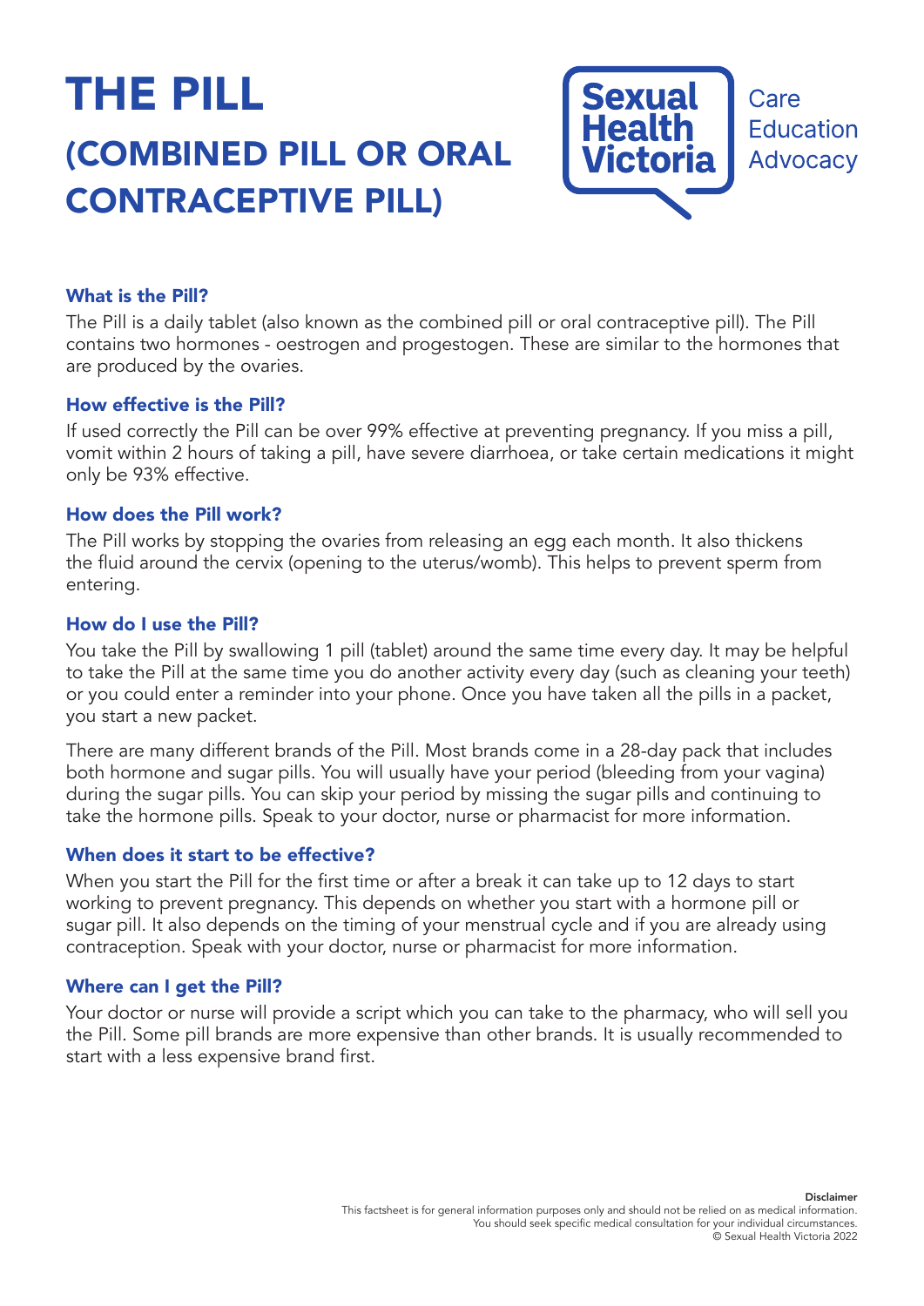# THE PILL

## (COMBINED PILL OR ORAL CONTRACEPTIVE PILL)

Sexual Health Victoria

Care
Education
Advocacy

### What is the Pill?

The Pill is a daily tablet (also known as the combined pill or oral contraceptive pill). The Pill contains two hormones - oestrogen and progestogen. These are similar to the hormones that are produced by the ovaries.

### How effective is the Pill?

If used correctly the Pill can be over 99% effective at preventing pregnancy. If you miss a pill, vomit within 2 hours of taking a pill, have severe diarrhoea, or take certain medications it might only be 93% effective.

### How does the Pill work?

The Pill works by stopping the ovaries from releasing an egg each month. It also thickens the fluid around the cervix (opening to the uterus/womb). This helps to prevent sperm from entering.

### How do I use the Pill?

You take the Pill by swallowing 1 pill (tablet) around the same time every day. It may be helpful to take the Pill at the same time you do another activity every day (such as cleaning your teeth) or you could enter a reminder into your phone. Once you have taken all the pills in a packet, you start a new packet.

There are many different brands of the Pill. Most brands come in a 28-day pack that includes both hormone and sugar pills. You will usually have your period (bleeding from your vagina) during the sugar pills. You can skip your period by missing the sugar pills and continuing to take the hormone pills. Speak to your doctor, nurse or pharmacist for more information.

### When does it start to be effective?

When you start the Pill for the first time or after a break it can take up to 12 days to start working to prevent pregnancy. This depends on whether you start with a hormone pill or sugar pill. It also depends on the timing of your menstrual cycle and if you are already using contraception. Speak with your doctor, nurse or pharmacist for more information.

### Where can I get the Pill?

Your doctor or nurse will provide a script which you can take to the pharmacy, who will sell you the Pill. Some pill brands are more expensive than other brands. It is usually recommended to start with a less expensive brand first.

**Disclaimer**
This factsheet is for general information purposes only and should not be relied on as medical information.
You should seek specific medical consultation for your individual circumstances.
© Sexual Health Victoria 2022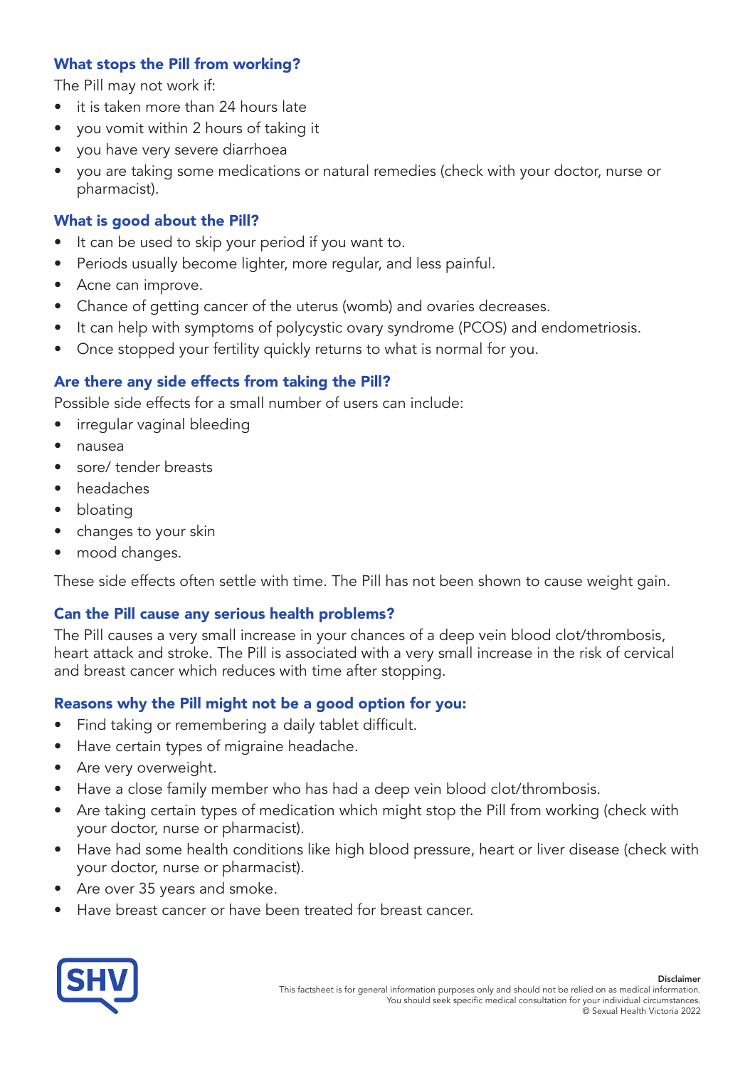### What stops the Pill from working?

The Pill may not work if:

- it is taken more than 24 hours late
- you vomit within 2 hours of taking it
- you have very severe diarrhoea
- you are taking some medications or natural remedies (check with your doctor, nurse or pharmacist).

### What is good about the Pill?

- It can be used to skip your period if you want to.
- Periods usually become lighter, more regular, and less painful.
- Acne can improve.
- Chance of getting cancer of the uterus (womb) and ovaries decreases.
- It can help with symptoms of polycystic ovary syndrome (PCOS) and endometriosis.
- Once stopped your fertility quickly returns to what is normal for you.

### Are there any side effects from taking the Pill?

Possible side effects for a small number of users can include:

- irregular vaginal bleeding
- nausea
- sore/ tender breasts
- headaches
- bloating
- changes to your skin
- mood changes.

These side effects often settle with time. The Pill has not been shown to cause weight gain.

### Can the Pill cause any serious health problems?

The Pill causes a very small increase in your chances of a deep vein blood clot/thrombosis, heart attack and stroke. The Pill is associated with a very small increase in the risk of cervical and breast cancer which reduces with time after stopping.

### Reasons why the Pill might not be a good option for you:

- Find taking or remembering a daily tablet difficult.
- Have certain types of migraine headache.
- Are very overweight.
- Have a close family member who has had a deep vein blood clot/thrombosis.
- Are taking certain types of medication which might stop the Pill from working (check with your doctor, nurse or pharmacist).
- Have had some health conditions like high blood pressure, heart or liver disease (check with your doctor, nurse or pharmacist).
- Are over 35 years and smoke.
- Have breast cancer or have been treated for breast cancer.

**Disclaimer**
This factsheet is for general information purposes only and should not be relied on as medical information.
You should seek specific medical consultation for your individual circumstances.
© Sexual Health Victoria 2022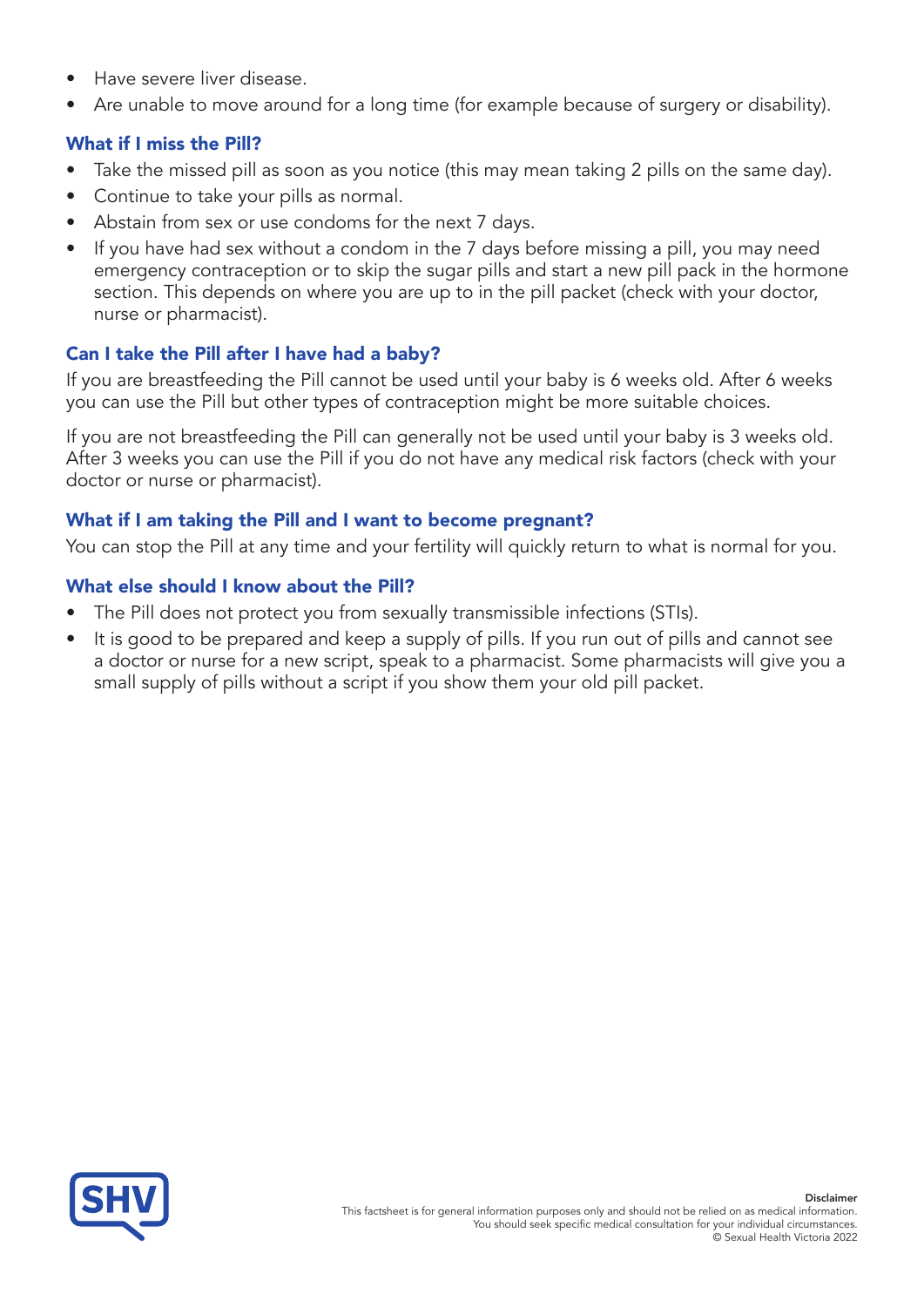- Have severe liver disease.
- Are unable to move around for a long time (for example because of surgery or disability).

### What if I miss the Pill?

- Take the missed pill as soon as you notice (this may mean taking 2 pills on the same day).
- Continue to take your pills as normal.
- Abstain from sex or use condoms for the next 7 days.
- If you have had sex without a condom in the 7 days before missing a pill, you may need emergency contraception or to skip the sugar pills and start a new pill pack in the hormone section. This depends on where you are up to in the pill packet (check with your doctor, nurse or pharmacist).

### Can I take the Pill after I have had a baby?

If you are breastfeeding the Pill cannot be used until your baby is 6 weeks old. After 6 weeks you can use the Pill but other types of contraception might be more suitable choices.

If you are not breastfeeding the Pill can generally not be used until your baby is 3 weeks old. After 3 weeks you can use the Pill if you do not have any medical risk factors (check with your doctor or nurse or pharmacist).

### What if I am taking the Pill and I want to become pregnant?

You can stop the Pill at any time and your fertility will quickly return to what is normal for you.

### What else should I know about the Pill?

- The Pill does not protect you from sexually transmissible infections (STIs).
- It is good to be prepared and keep a supply of pills. If you run out of pills and cannot see a doctor or nurse for a new script, speak to a pharmacist. Some pharmacists will give you a small supply of pills without a script if you show them your old pill packet.

SHV

**Disclaimer**
This factsheet is for general information purposes only and should not be relied on as medical information.
You should seek specific medical consultation for your individual circumstances.
© Sexual Health Victoria 2022